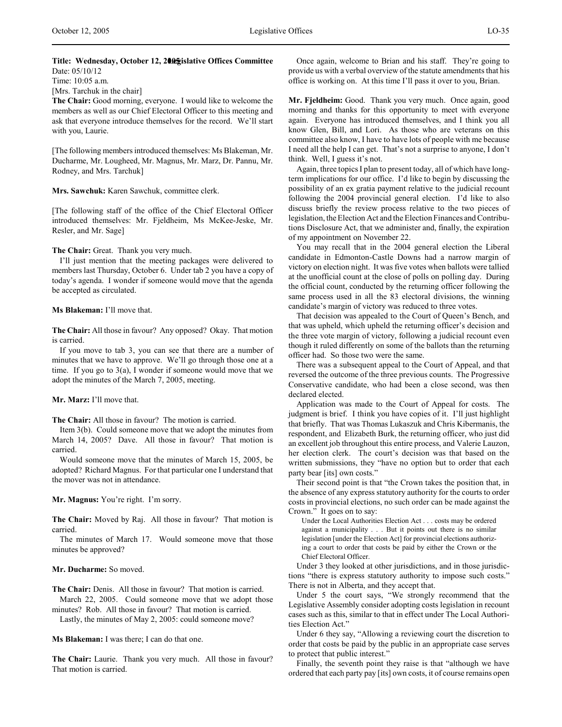**Title: Wednesday, October 12, 2005 Legislative Offices Committee**
Date: 05/10/12
Time: 10:05 a.m.
[Mrs. Tarchuk in the chair]

**The Chair:** Good morning, everyone. I would like to welcome the members as well as our Chief Electoral Officer to this meeting and ask that everyone introduce themselves for the record. We'll start with you, Laurie.

[The following members introduced themselves: Ms Blakeman, Mr. Ducharme, Mr. Lougheed, Mr. Magnus, Mr. Marz, Dr. Pannu, Mr. Rodney, and Mrs. Tarchuk]

**Mrs. Sawchuk:** Karen Sawchuk, committee clerk.

[The following staff of the office of the Chief Electoral Officer introduced themselves: Mr. Fjeldheim, Ms McKee-Jeske, Mr. Resler, and Mr. Sage]

**The Chair:** Great. Thank you very much.

I'll just mention that the meeting packages were delivered to members last Thursday, October 6. Under tab 2 you have a copy of today's agenda. I wonder if someone would move that the agenda be accepted as circulated.

**Ms Blakeman:** I'll move that.

**The Chair:** All those in favour? Any opposed? Okay. That motion is carried.

If you move to tab 3, you can see that there are a number of minutes that we have to approve. We'll go through those one at a time. If you go to 3(a), I wonder if someone would move that we adopt the minutes of the March 7, 2005, meeting.

**Mr. Marz:** I'll move that.

**The Chair:** All those in favour? The motion is carried.

Item 3(b). Could someone move that we adopt the minutes from March 14, 2005? Dave. All those in favour? That motion is carried.

Would someone move that the minutes of March 15, 2005, be adopted? Richard Magnus. For that particular one I understand that the mover was not in attendance.

**Mr. Magnus:** You're right. I'm sorry.

**The Chair:** Moved by Raj. All those in favour? That motion is carried.

The minutes of March 17. Would someone move that those minutes be approved?

**Mr. Ducharme:** So moved.

**The Chair:** Denis. All those in favour? That motion is carried.

March 22, 2005. Could someone move that we adopt those minutes? Rob. All those in favour? That motion is carried.

Lastly, the minutes of May 2, 2005: could someone move?

**Ms Blakeman:** I was there; I can do that one.

**The Chair:** Laurie. Thank you very much. All those in favour? That motion is carried.

Once again, welcome to Brian and his staff. They're going to provide us with a verbal overview of the statute amendments that his office is working on. At this time I'll pass it over to you, Brian.

**Mr. Fjeldheim:** Good. Thank you very much. Once again, good morning and thanks for this opportunity to meet with everyone again. Everyone has introduced themselves, and I think you all know Glen, Bill, and Lori. As those who are veterans on this committee also know, I have to have lots of people with me because I need all the help I can get. That's not a surprise to anyone, I don't think. Well, I guess it's not.

Again, three topics I plan to present today, all of which have long-term implications for our office. I'd like to begin by discussing the possibility of an ex gratia payment relative to the judicial recount following the 2004 provincial general election. I'd like to also discuss briefly the review process relative to the two pieces of legislation, the Election Act and the Election Finances and Contributions Disclosure Act, that we administer and, finally, the expiration of my appointment on November 22.

You may recall that in the 2004 general election the Liberal candidate in Edmonton-Castle Downs had a narrow margin of victory on election night. It was five votes when ballots were tallied at the unofficial count at the close of polls on polling day. During the official count, conducted by the returning officer following the same process used in all the 83 electoral divisions, the winning candidate's margin of victory was reduced to three votes.

That decision was appealed to the Court of Queen's Bench, and that was upheld, which upheld the returning officer's decision and the three vote margin of victory, following a judicial recount even though it ruled differently on some of the ballots than the returning officer had. So those two were the same.

There was a subsequent appeal to the Court of Appeal, and that reversed the outcome of the three previous counts. The Progressive Conservative candidate, who had been a close second, was then declared elected.

Application was made to the Court of Appeal for costs. The judgment is brief. I think you have copies of it. I'll just highlight that briefly. That was Thomas Lukaszuk and Chris Kibermanis, the respondent, and Elizabeth Burk, the returning officer, who just did an excellent job throughout this entire process, and Valerie Lauzon, her election clerk. The court's decision was that based on the written submissions, they "have no option but to order that each party bear [its] own costs."

Their second point is that "the Crown takes the position that, in the absence of any express statutory authority for the courts to order costs in provincial elections, no such order can be made against the Crown." It goes on to say:

> Under the Local Authorities Election Act . . . costs may be ordered against a municipality . . . But it points out there is no similar legislation [under the Election Act] for provincial elections authorizing a court to order that costs be paid by either the Crown or the Chief Electoral Officer.

Under 3 they looked at other jurisdictions, and in those jurisdictions "there is express statutory authority to impose such costs." There is not in Alberta, and they accept that.

Under 5 the court says, "We strongly recommend that the Legislative Assembly consider adopting costs legislation in recount cases such as this, similar to that in effect under The Local Authorities Election Act."

Under 6 they say, "Allowing a reviewing court the discretion to order that costs be paid by the public in an appropriate case serves to protect that public interest."

Finally, the seventh point they raise is that "although we have ordered that each party pay [its] own costs, it of course remains open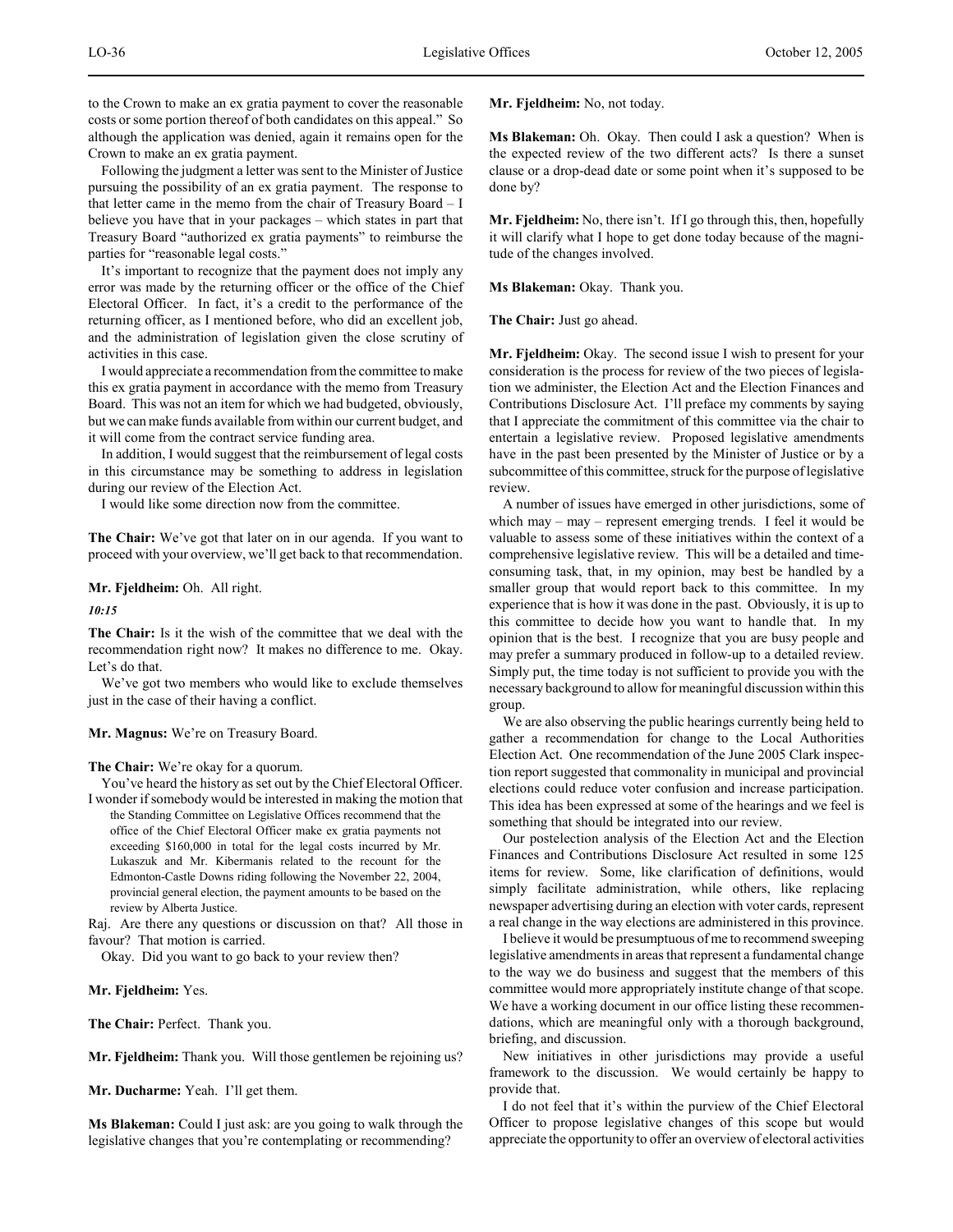to the Crown to make an ex gratia payment to cover the reasonable costs or some portion thereof of both candidates on this appeal." So although the application was denied, again it remains open for the Crown to make an ex gratia payment.

Following the judgment a letter was sent to the Minister of Justice pursuing the possibility of an ex gratia payment. The response to that letter came in the memo from the chair of Treasury Board – I believe you have that in your packages – which states in part that Treasury Board "authorized ex gratia payments" to reimburse the parties for "reasonable legal costs."

It's important to recognize that the payment does not imply any error was made by the returning officer or the office of the Chief Electoral Officer. In fact, it's a credit to the performance of the returning officer, as I mentioned before, who did an excellent job, and the administration of legislation given the close scrutiny of activities in this case.

I would appreciate a recommendation from the committee to make this ex gratia payment in accordance with the memo from Treasury Board. This was not an item for which we had budgeted, obviously, but we can make funds available from within our current budget, and it will come from the contract service funding area.

In addition, I would suggest that the reimbursement of legal costs in this circumstance may be something to address in legislation during our review of the Election Act.

I would like some direction now from the committee.

**The Chair:** We've got that later on in our agenda. If you want to proceed with your overview, we'll get back to that recommendation.

**Mr. Fjeldheim:** Oh. All right.

*10:15*

**The Chair:** Is it the wish of the committee that we deal with the recommendation right now? It makes no difference to me. Okay. Let's do that.

We've got two members who would like to exclude themselves just in the case of their having a conflict.

**Mr. Magnus:** We're on Treasury Board.

**The Chair:** We're okay for a quorum.

You've heard the history as set out by the Chief Electoral Officer. I wonder if somebody would be interested in making the motion that

> the Standing Committee on Legislative Offices recommend that the office of the Chief Electoral Officer make ex gratia payments not exceeding $160,000 in total for the legal costs incurred by Mr. Lukaszuk and Mr. Kibermanis related to the recount for the Edmonton-Castle Downs riding following the November 22, 2004, provincial general election, the payment amounts to be based on the review by Alberta Justice.

Raj. Are there any questions or discussion on that? All those in favour? That motion is carried.

Okay. Did you want to go back to your review then?

**Mr. Fjeldheim:** Yes.

**The Chair:** Perfect. Thank you.

**Mr. Fjeldheim:** Thank you. Will those gentlemen be rejoining us?

**Mr. Ducharme:** Yeah. I'll get them.

**Ms Blakeman:** Could I just ask: are you going to walk through the legislative changes that you're contemplating or recommending?

**Mr. Fjeldheim:** No, not today.

**Ms Blakeman:** Oh. Okay. Then could I ask a question? When is the expected review of the two different acts? Is there a sunset clause or a drop-dead date or some point when it's supposed to be done by?

**Mr. Fjeldheim:** No, there isn't. If I go through this, then, hopefully it will clarify what I hope to get done today because of the magnitude of the changes involved.

**Ms Blakeman:** Okay. Thank you.

**The Chair:** Just go ahead.

**Mr. Fjeldheim:** Okay. The second issue I wish to present for your consideration is the process for review of the two pieces of legislation we administer, the Election Act and the Election Finances and Contributions Disclosure Act. I'll preface my comments by saying that I appreciate the commitment of this committee via the chair to entertain a legislative review. Proposed legislative amendments have in the past been presented by the Minister of Justice or by a subcommittee of this committee, struck for the purpose of legislative review.

A number of issues have emerged in other jurisdictions, some of which may – may – represent emerging trends. I feel it would be valuable to assess some of these initiatives within the context of a comprehensive legislative review. This will be a detailed and time-consuming task, that, in my opinion, may best be handled by a smaller group that would report back to this committee. In my experience that is how it was done in the past. Obviously, it is up to this committee to decide how you want to handle that. In my opinion that is the best. I recognize that you are busy people and may prefer a summary produced in follow-up to a detailed review. Simply put, the time today is not sufficient to provide you with the necessary background to allow for meaningful discussion within this group.

We are also observing the public hearings currently being held to gather a recommendation for change to the Local Authorities Election Act. One recommendation of the June 2005 Clark inspection report suggested that commonality in municipal and provincial elections could reduce voter confusion and increase participation. This idea has been expressed at some of the hearings and we feel is something that should be integrated into our review.

Our postelection analysis of the Election Act and the Election Finances and Contributions Disclosure Act resulted in some 125 items for review. Some, like clarification of definitions, would simply facilitate administration, while others, like replacing newspaper advertising during an election with voter cards, represent a real change in the way elections are administered in this province.

I believe it would be presumptuous of me to recommend sweeping legislative amendments in areas that represent a fundamental change to the way we do business and suggest that the members of this committee would more appropriately institute change of that scope. We have a working document in our office listing these recommendations, which are meaningful only with a thorough background, briefing, and discussion.

New initiatives in other jurisdictions may provide a useful framework to the discussion. We would certainly be happy to provide that.

I do not feel that it's within the purview of the Chief Electoral Officer to propose legislative changes of this scope but would appreciate the opportunity to offer an overview of electoral activities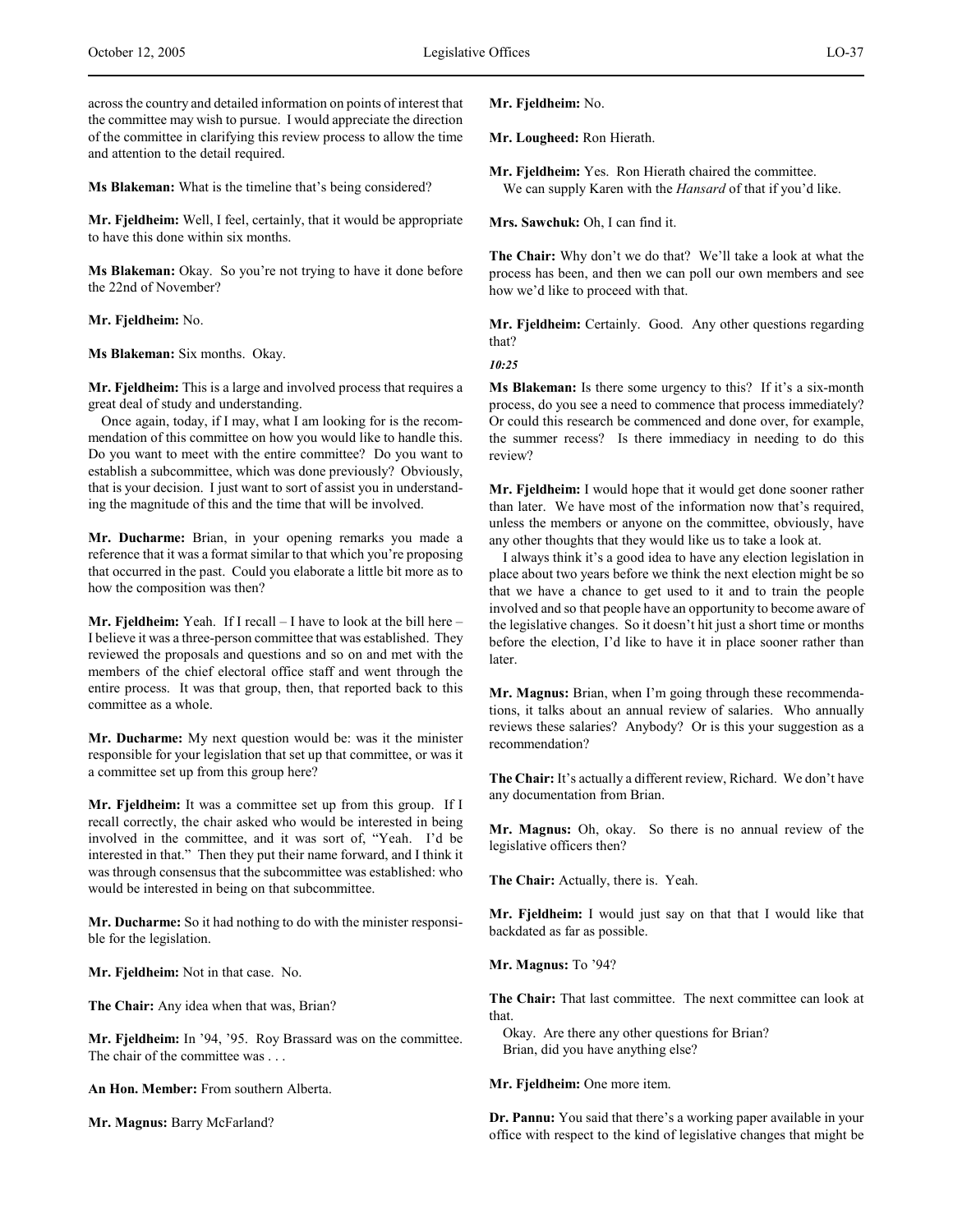across the country and detailed information on points of interest that the committee may wish to pursue. I would appreciate the direction of the committee in clarifying this review process to allow the time and attention to the detail required.

**Ms Blakeman:** What is the timeline that's being considered?

**Mr. Fjeldheim:** Well, I feel, certainly, that it would be appropriate to have this done within six months.

**Ms Blakeman:** Okay. So you're not trying to have it done before the 22nd of November?

**Mr. Fjeldheim:** No.

**Ms Blakeman:** Six months. Okay.

**Mr. Fjeldheim:** This is a large and involved process that requires a great deal of study and understanding.

Once again, today, if I may, what I am looking for is the recommendation of this committee on how you would like to handle this. Do you want to meet with the entire committee? Do you want to establish a subcommittee, which was done previously? Obviously, that is your decision. I just want to sort of assist you in understanding the magnitude of this and the time that will be involved.

**Mr. Ducharme:** Brian, in your opening remarks you made a reference that it was a format similar to that which you're proposing that occurred in the past. Could you elaborate a little bit more as to how the composition was then?

**Mr. Fjeldheim:** Yeah. If I recall – I have to look at the bill here – I believe it was a three-person committee that was established. They reviewed the proposals and questions and so on and met with the members of the chief electoral office staff and went through the entire process. It was that group, then, that reported back to this committee as a whole.

**Mr. Ducharme:** My next question would be: was it the minister responsible for your legislation that set up that committee, or was it a committee set up from this group here?

**Mr. Fjeldheim:** It was a committee set up from this group. If I recall correctly, the chair asked who would be interested in being involved in the committee, and it was sort of, "Yeah. I'd be interested in that." Then they put their name forward, and I think it was through consensus that the subcommittee was established: who would be interested in being on that subcommittee.

**Mr. Ducharme:** So it had nothing to do with the minister responsible for the legislation.

**Mr. Fjeldheim:** Not in that case. No.

**The Chair:** Any idea when that was, Brian?

**Mr. Fjeldheim:** In '94, '95. Roy Brassard was on the committee. The chair of the committee was . . .

**An Hon. Member:** From southern Alberta.

**Mr. Magnus:** Barry McFarland?

**Mr. Fjeldheim:** No.

**Mr. Lougheed:** Ron Hierath.

**Mr. Fjeldheim:** Yes. Ron Hierath chaired the committee.

We can supply Karen with the *Hansard* of that if you'd like.

**Mrs. Sawchuk:** Oh, I can find it.

**The Chair:** Why don't we do that? We'll take a look at what the process has been, and then we can poll our own members and see how we'd like to proceed with that.

**Mr. Fjeldheim:** Certainly. Good. Any other questions regarding that?

***10:25***

**Ms Blakeman:** Is there some urgency to this? If it's a six-month process, do you see a need to commence that process immediately? Or could this research be commenced and done over, for example, the summer recess? Is there immediacy in needing to do this review?

**Mr. Fjeldheim:** I would hope that it would get done sooner rather than later. We have most of the information now that's required, unless the members or anyone on the committee, obviously, have any other thoughts that they would like us to take a look at.

I always think it's a good idea to have any election legislation in place about two years before we think the next election might be so that we have a chance to get used to it and to train the people involved and so that people have an opportunity to become aware of the legislative changes. So it doesn't hit just a short time or months before the election, I'd like to have it in place sooner rather than later.

**Mr. Magnus:** Brian, when I'm going through these recommendations, it talks about an annual review of salaries. Who annually reviews these salaries? Anybody? Or is this your suggestion as a recommendation?

**The Chair:** It's actually a different review, Richard. We don't have any documentation from Brian.

**Mr. Magnus:** Oh, okay. So there is no annual review of the legislative officers then?

**The Chair:** Actually, there is. Yeah.

**Mr. Fjeldheim:** I would just say on that that I would like that backdated as far as possible.

**Mr. Magnus:** To '94?

**The Chair:** That last committee. The next committee can look at that.

Okay. Are there any other questions for Brian?

Brian, did you have anything else?

**Mr. Fjeldheim:** One more item.

**Dr. Pannu:** You said that there's a working paper available in your office with respect to the kind of legislative changes that might be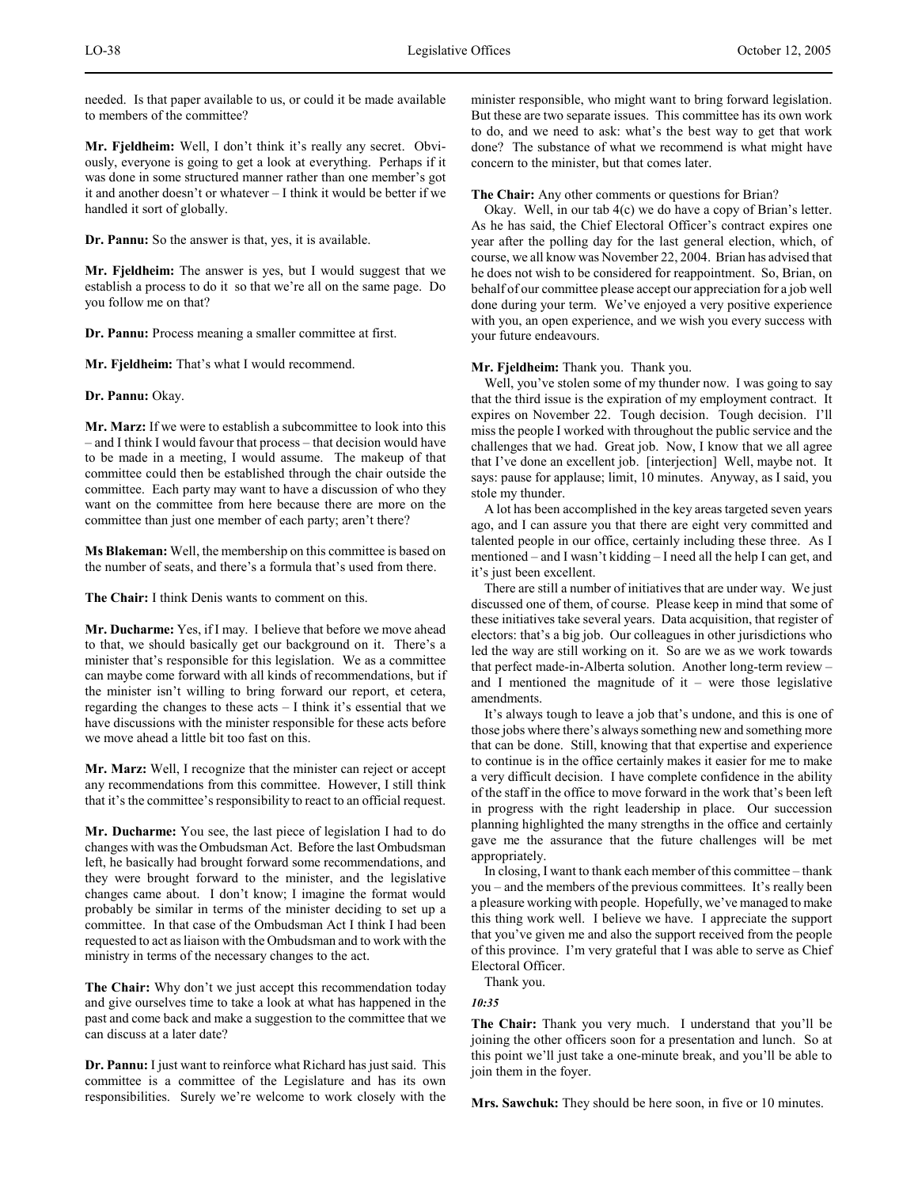needed. Is that paper available to us, or could it be made available to members of the committee?

**Mr. Fjeldheim:** Well, I don't think it's really any secret. Obviously, everyone is going to get a look at everything. Perhaps if it was done in some structured manner rather than one member's got it and another doesn't or whatever – I think it would be better if we handled it sort of globally.

**Dr. Pannu:** So the answer is that, yes, it is available.

**Mr. Fjeldheim:** The answer is yes, but I would suggest that we establish a process to do it so that we're all on the same page. Do you follow me on that?

**Dr. Pannu:** Process meaning a smaller committee at first.

**Mr. Fjeldheim:** That's what I would recommend.

**Dr. Pannu:** Okay.

**Mr. Marz:** If we were to establish a subcommittee to look into this – and I think I would favour that process – that decision would have to be made in a meeting, I would assume. The makeup of that committee could then be established through the chair outside the committee. Each party may want to have a discussion of who they want on the committee from here because there are more on the committee than just one member of each party; aren't there?

**Ms Blakeman:** Well, the membership on this committee is based on the number of seats, and there's a formula that's used from there.

**The Chair:** I think Denis wants to comment on this.

**Mr. Ducharme:** Yes, if I may. I believe that before we move ahead to that, we should basically get our background on it. There's a minister that's responsible for this legislation. We as a committee can maybe come forward with all kinds of recommendations, but if the minister isn't willing to bring forward our report, et cetera, regarding the changes to these acts – I think it's essential that we have discussions with the minister responsible for these acts before we move ahead a little bit too fast on this.

**Mr. Marz:** Well, I recognize that the minister can reject or accept any recommendations from this committee. However, I still think that it's the committee's responsibility to react to an official request.

**Mr. Ducharme:** You see, the last piece of legislation I had to do changes with was the Ombudsman Act. Before the last Ombudsman left, he basically had brought forward some recommendations, and they were brought forward to the minister, and the legislative changes came about. I don't know; I imagine the format would probably be similar in terms of the minister deciding to set up a committee. In that case of the Ombudsman Act I think I had been requested to act as liaison with the Ombudsman and to work with the ministry in terms of the necessary changes to the act.

**The Chair:** Why don't we just accept this recommendation today and give ourselves time to take a look at what has happened in the past and come back and make a suggestion to the committee that we can discuss at a later date?

**Dr. Pannu:** I just want to reinforce what Richard has just said. This committee is a committee of the Legislature and has its own responsibilities. Surely we're welcome to work closely with the minister responsible, who might want to bring forward legislation. But these are two separate issues. This committee has its own work to do, and we need to ask: what's the best way to get that work done? The substance of what we recommend is what might have concern to the minister, but that comes later.

**The Chair:** Any other comments or questions for Brian?

Okay. Well, in our tab 4(c) we do have a copy of Brian's letter. As he has said, the Chief Electoral Officer's contract expires one year after the polling day for the last general election, which, of course, we all know was November 22, 2004. Brian has advised that he does not wish to be considered for reappointment. So, Brian, on behalf of our committee please accept our appreciation for a job well done during your term. We've enjoyed a very positive experience with you, an open experience, and we wish you every success with your future endeavours.

**Mr. Fjeldheim:** Thank you. Thank you.

Well, you've stolen some of my thunder now. I was going to say that the third issue is the expiration of my employment contract. It expires on November 22. Tough decision. Tough decision. I'll miss the people I worked with throughout the public service and the challenges that we had. Great job. Now, I know that we all agree that I've done an excellent job. [interjection] Well, maybe not. It says: pause for applause; limit, 10 minutes. Anyway, as I said, you stole my thunder.

A lot has been accomplished in the key areas targeted seven years ago, and I can assure you that there are eight very committed and talented people in our office, certainly including these three. As I mentioned – and I wasn't kidding – I need all the help I can get, and it's just been excellent.

There are still a number of initiatives that are under way. We just discussed one of them, of course. Please keep in mind that some of these initiatives take several years. Data acquisition, that register of electors: that's a big job. Our colleagues in other jurisdictions who led the way are still working on it. So are we as we work towards that perfect made-in-Alberta solution. Another long-term review – and I mentioned the magnitude of it – were those legislative amendments.

It's always tough to leave a job that's undone, and this is one of those jobs where there's always something new and something more that can be done. Still, knowing that that expertise and experience to continue is in the office certainly makes it easier for me to make a very difficult decision. I have complete confidence in the ability of the staff in the office to move forward in the work that's been left in progress with the right leadership in place. Our succession planning highlighted the many strengths in the office and certainly gave me the assurance that the future challenges will be met appropriately.

In closing, I want to thank each member of this committee – thank you – and the members of the previous committees. It's really been a pleasure working with people. Hopefully, we've managed to make this thing work well. I believe we have. I appreciate the support that you've given me and also the support received from the people of this province. I'm very grateful that I was able to serve as Chief Electoral Officer.

Thank you.

*10:35*

**The Chair:** Thank you very much. I understand that you'll be joining the other officers soon for a presentation and lunch. So at this point we'll just take a one-minute break, and you'll be able to join them in the foyer.

**Mrs. Sawchuk:** They should be here soon, in five or 10 minutes.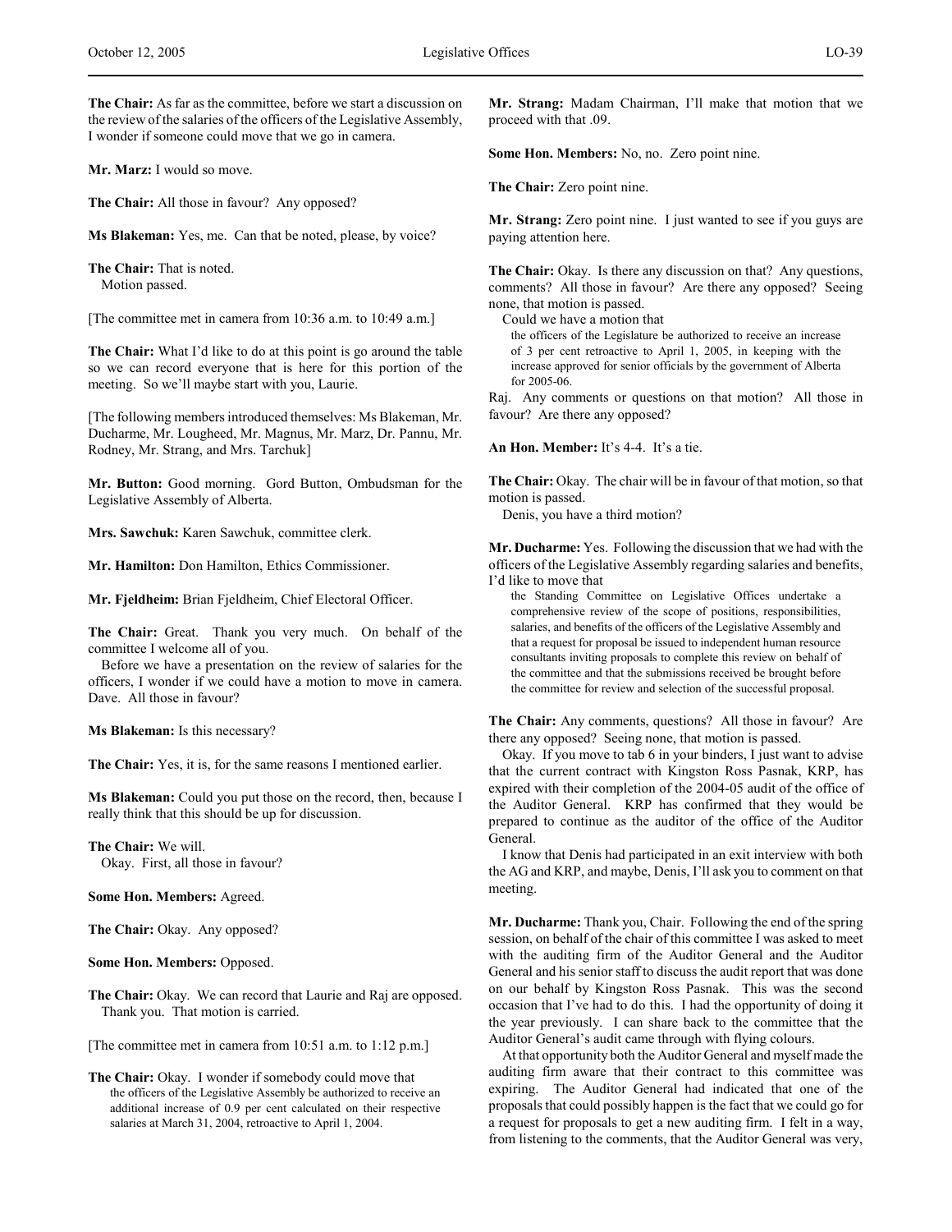**The Chair:** As far as the committee, before we start a discussion on the review of the salaries of the officers of the Legislative Assembly, I wonder if someone could move that we go in camera.

**Mr. Marz:** I would so move.

**The Chair:** All those in favour? Any opposed?

**Ms Blakeman:** Yes, me. Can that be noted, please, by voice?

**The Chair:** That is noted.
Motion passed.

[The committee met in camera from 10:36 a.m. to 10:49 a.m.]

**The Chair:** What I'd like to do at this point is go around the table so we can record everyone that is here for this portion of the meeting. So we'll maybe start with you, Laurie.

[The following members introduced themselves: Ms Blakeman, Mr. Ducharme, Mr. Lougheed, Mr. Magnus, Mr. Marz, Dr. Pannu, Mr. Rodney, Mr. Strang, and Mrs. Tarchuk]

**Mr. Button:** Good morning. Gord Button, Ombudsman for the Legislative Assembly of Alberta.

**Mrs. Sawchuk:** Karen Sawchuk, committee clerk.

**Mr. Hamilton:** Don Hamilton, Ethics Commissioner.

**Mr. Fjeldheim:** Brian Fjeldheim, Chief Electoral Officer.

**The Chair:** Great. Thank you very much. On behalf of the committee I welcome all of you.

Before we have a presentation on the review of salaries for the officers, I wonder if we could have a motion to move in camera. Dave. All those in favour?

**Ms Blakeman:** Is this necessary?

**The Chair:** Yes, it is, for the same reasons I mentioned earlier.

**Ms Blakeman:** Could you put those on the record, then, because I really think that this should be up for discussion.

**The Chair:** We will.
Okay. First, all those in favour?

**Some Hon. Members:** Agreed.

**The Chair:** Okay. Any opposed?

**Some Hon. Members:** Opposed.

**The Chair:** Okay. We can record that Laurie and Raj are opposed. Thank you. That motion is carried.

[The committee met in camera from 10:51 a.m. to 1:12 p.m.]

**The Chair:** Okay. I wonder if somebody could move that

> the officers of the Legislative Assembly be authorized to receive an additional increase of 0.9 per cent calculated on their respective salaries at March 31, 2004, retroactive to April 1, 2004.

**Mr. Strang:** Madam Chairman, I'll make that motion that we proceed with that .09.

**Some Hon. Members:** No, no. Zero point nine.

**The Chair:** Zero point nine.

**Mr. Strang:** Zero point nine. I just wanted to see if you guys are paying attention here.

**The Chair:** Okay. Is there any discussion on that? Any questions, comments? All those in favour? Are there any opposed? Seeing none, that motion is passed.

Could we have a motion that

> the officers of the Legislature be authorized to receive an increase of 3 per cent retroactive to April 1, 2005, in keeping with the increase approved for senior officials by the government of Alberta for 2005-06.

Raj. Any comments or questions on that motion? All those in favour? Are there any opposed?

**An Hon. Member:** It's 4-4. It's a tie.

**The Chair:** Okay. The chair will be in favour of that motion, so that motion is passed.

Denis, you have a third motion?

**Mr. Ducharme:** Yes. Following the discussion that we had with the officers of the Legislative Assembly regarding salaries and benefits, I'd like to move that

> the Standing Committee on Legislative Offices undertake a comprehensive review of the scope of positions, responsibilities, salaries, and benefits of the officers of the Legislative Assembly and that a request for proposal be issued to independent human resource consultants inviting proposals to complete this review on behalf of the committee and that the submissions received be brought before the committee for review and selection of the successful proposal.

**The Chair:** Any comments, questions? All those in favour? Are there any opposed? Seeing none, that motion is passed.

Okay. If you move to tab 6 in your binders, I just want to advise that the current contract with Kingston Ross Pasnak, KRP, has expired with their completion of the 2004-05 audit of the office of the Auditor General. KRP has confirmed that they would be prepared to continue as the auditor of the office of the Auditor General.

I know that Denis had participated in an exit interview with both the AG and KRP, and maybe, Denis, I'll ask you to comment on that meeting.

**Mr. Ducharme:** Thank you, Chair. Following the end of the spring session, on behalf of the chair of this committee I was asked to meet with the auditing firm of the Auditor General and the Auditor General and his senior staff to discuss the audit report that was done on our behalf by Kingston Ross Pasnak. This was the second occasion that I've had to do this. I had the opportunity of doing it the year previously. I can share back to the committee that the Auditor General's audit came through with flying colours.

At that opportunity both the Auditor General and myself made the auditing firm aware that their contract to this committee was expiring. The Auditor General had indicated that one of the proposals that could possibly happen is the fact that we could go for a request for proposals to get a new auditing firm. I felt in a way, from listening to the comments, that the Auditor General was very,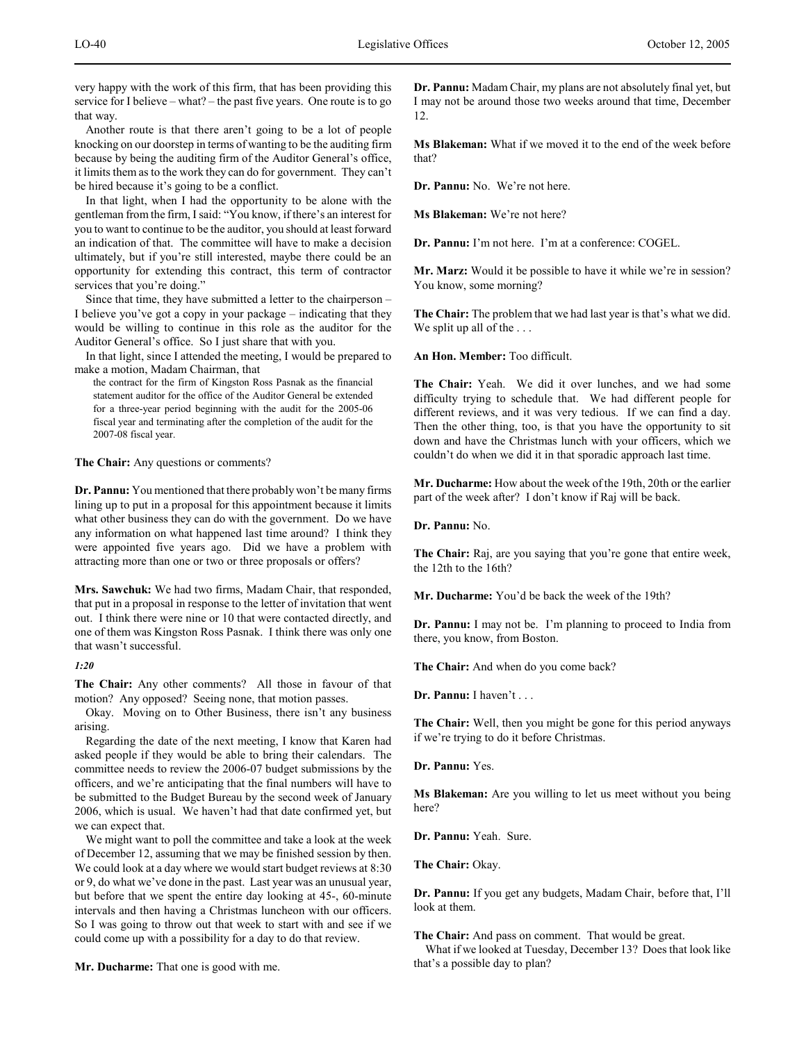very happy with the work of this firm, that has been providing this service for I believe – what? – the past five years. One route is to go that way.

Another route is that there aren't going to be a lot of people knocking on our doorstep in terms of wanting to be the auditing firm because by being the auditing firm of the Auditor General's office, it limits them as to the work they can do for government. They can't be hired because it's going to be a conflict.

In that light, when I had the opportunity to be alone with the gentleman from the firm, I said: "You know, if there's an interest for you to want to continue to be the auditor, you should at least forward an indication of that. The committee will have to make a decision ultimately, but if you're still interested, maybe there could be an opportunity for extending this contract, this term of contractor services that you're doing."

Since that time, they have submitted a letter to the chairperson – I believe you've got a copy in your package – indicating that they would be willing to continue in this role as the auditor for the Auditor General's office. So I just share that with you.

In that light, since I attended the meeting, I would be prepared to make a motion, Madam Chairman, that

> the contract for the firm of Kingston Ross Pasnak as the financial statement auditor for the office of the Auditor General be extended for a three-year period beginning with the audit for the 2005-06 fiscal year and terminating after the completion of the audit for the 2007-08 fiscal year.

**The Chair:** Any questions or comments?

**Dr. Pannu:** You mentioned that there probably won't be many firms lining up to put in a proposal for this appointment because it limits what other business they can do with the government. Do we have any information on what happened last time around? I think they were appointed five years ago. Did we have a problem with attracting more than one or two or three proposals or offers?

**Mrs. Sawchuk:** We had two firms, Madam Chair, that responded, that put in a proposal in response to the letter of invitation that went out. I think there were nine or 10 that were contacted directly, and one of them was Kingston Ross Pasnak. I think there was only one that wasn't successful.

*1:20*

**The Chair:** Any other comments? All those in favour of that motion? Any opposed? Seeing none, that motion passes.

Okay. Moving on to Other Business, there isn't any business arising.

Regarding the date of the next meeting, I know that Karen had asked people if they would be able to bring their calendars. The committee needs to review the 2006-07 budget submissions by the officers, and we're anticipating that the final numbers will have to be submitted to the Budget Bureau by the second week of January 2006, which is usual. We haven't had that date confirmed yet, but we can expect that.

We might want to poll the committee and take a look at the week of December 12, assuming that we may be finished session by then. We could look at a day where we would start budget reviews at 8:30 or 9, do what we've done in the past. Last year was an unusual year, but before that we spent the entire day looking at 45-, 60-minute intervals and then having a Christmas luncheon with our officers. So I was going to throw out that week to start with and see if we could come up with a possibility for a day to do that review.

**Mr. Ducharme:** That one is good with me.

**Dr. Pannu:** Madam Chair, my plans are not absolutely final yet, but I may not be around those two weeks around that time, December 12.

**Ms Blakeman:** What if we moved it to the end of the week before that?

**Dr. Pannu:** No. We're not here.

**Ms Blakeman:** We're not here?

**Dr. Pannu:** I'm not here. I'm at a conference: COGEL.

**Mr. Marz:** Would it be possible to have it while we're in session? You know, some morning?

**The Chair:** The problem that we had last year is that's what we did. We split up all of the . . .

**An Hon. Member:** Too difficult.

**The Chair:** Yeah. We did it over lunches, and we had some difficulty trying to schedule that. We had different people for different reviews, and it was very tedious. If we can find a day. Then the other thing, too, is that you have the opportunity to sit down and have the Christmas lunch with your officers, which we couldn't do when we did it in that sporadic approach last time.

**Mr. Ducharme:** How about the week of the 19th, 20th or the earlier part of the week after? I don't know if Raj will be back.

**Dr. Pannu:** No.

**The Chair:** Raj, are you saying that you're gone that entire week, the 12th to the 16th?

**Mr. Ducharme:** You'd be back the week of the 19th?

**Dr. Pannu:** I may not be. I'm planning to proceed to India from there, you know, from Boston.

**The Chair:** And when do you come back?

**Dr. Pannu:** I haven't . . .

**The Chair:** Well, then you might be gone for this period anyways if we're trying to do it before Christmas.

**Dr. Pannu:** Yes.

**Ms Blakeman:** Are you willing to let us meet without you being here?

**Dr. Pannu:** Yeah. Sure.

**The Chair:** Okay.

**Dr. Pannu:** If you get any budgets, Madam Chair, before that, I'll look at them.

**The Chair:** And pass on comment. That would be great.

What if we looked at Tuesday, December 13? Does that look like that's a possible day to plan?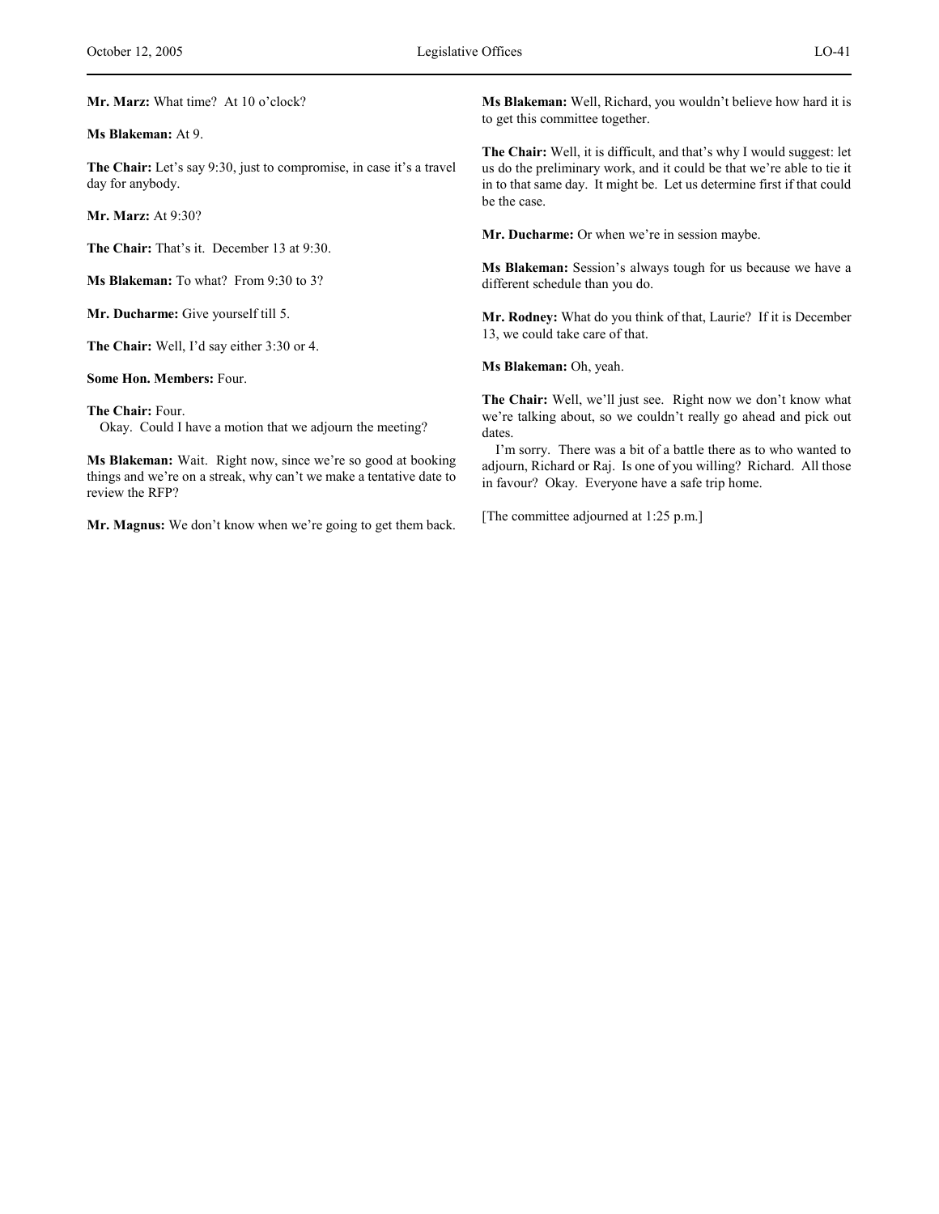**Mr. Marz:** What time? At 10 o'clock?

**Ms Blakeman:** At 9.

**The Chair:** Let's say 9:30, just to compromise, in case it's a travel day for anybody.

**Mr. Marz:** At 9:30?

**The Chair:** That's it. December 13 at 9:30.

**Ms Blakeman:** To what? From 9:30 to 3?

**Mr. Ducharme:** Give yourself till 5.

**The Chair:** Well, I'd say either 3:30 or 4.

**Some Hon. Members:** Four.

**The Chair:** Four.
Okay. Could I have a motion that we adjourn the meeting?

**Ms Blakeman:** Wait. Right now, since we're so good at booking things and we're on a streak, why can't we make a tentative date to review the RFP?

**Mr. Magnus:** We don't know when we're going to get them back.

**Ms Blakeman:** Well, Richard, you wouldn't believe how hard it is to get this committee together.

**The Chair:** Well, it is difficult, and that's why I would suggest: let us do the preliminary work, and it could be that we're able to tie it in to that same day. It might be. Let us determine first if that could be the case.

**Mr. Ducharme:** Or when we're in session maybe.

**Ms Blakeman:** Session's always tough for us because we have a different schedule than you do.

**Mr. Rodney:** What do you think of that, Laurie? If it is December 13, we could take care of that.

**Ms Blakeman:** Oh, yeah.

**The Chair:** Well, we'll just see. Right now we don't know what we're talking about, so we couldn't really go ahead and pick out dates.
I'm sorry. There was a bit of a battle there as to who wanted to adjourn, Richard or Raj. Is one of you willing? Richard. All those in favour? Okay. Everyone have a safe trip home.

[The committee adjourned at 1:25 p.m.]